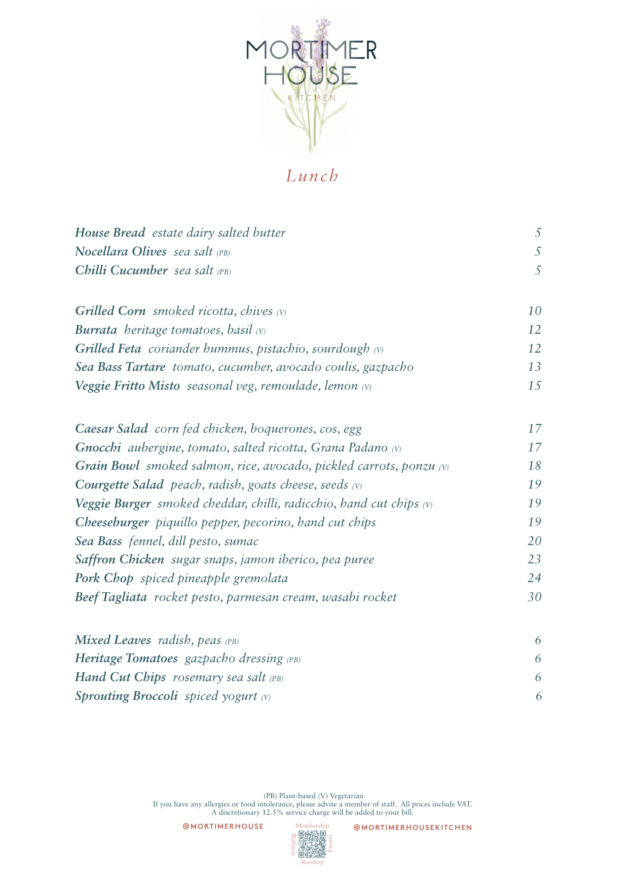# MORTIMER HOUSE

KITCHEN

## *Lunch*

| | |
|---|---|
| ***House Bread*** *estate dairy salted butter* | *5* |
| ***Nocellara Olives*** *sea salt (PB)* | *5* |
| ***Chilli Cucumber*** *sea salt (PB)* | *5* |

| | |
|---|---|
| ***Grilled Corn*** *smoked ricotta, chives (V)* | *10* |
| ***Burrata*** *heritage tomatoes, basil (V)* | *12* |
| ***Grilled Feta*** *coriander hummus, pistachio, sourdough (V)* | *12* |
| ***Sea Bass Tartare*** *tomato, cucumber, avocado coulis, gazpacho* | *13* |
| ***Veggie Fritto Misto*** *seasonal veg, remoulade, lemon (V)* | *15* |

| | |
|---|---|
| ***Caesar Salad*** *corn fed chicken, boquerones, cos, egg* | *17* |
| ***Gnocchi*** *aubergine, tomato, salted ricotta, Grana Padano (V)* | *17* |
| ***Grain Bowl*** *smoked salmon, rice, avocado, pickled carrots, ponzu (V)* | *18* |
| ***Courgette Salad*** *peach, radish, goats cheese, seeds (V)* | *19* |
| ***Veggie Burger*** *smoked cheddar, chilli, radicchio, hand cut chips (V)* | *19* |
| ***Cheeseburger*** *piquillo pepper, pecorino, hand cut chips* | *19* |
| ***Sea Bass*** *fennel, dill pesto, sumac* | *20* |
| ***Saffron Chicken*** *sugar snaps, jamon iberico, pea puree* | *23* |
| ***Pork Chop*** *spiced pineapple gremolata* | *24* |
| ***Beef Tagliata*** *rocket pesto, parmesan cream, wasabi rocket* | *30* |

| | |
|---|---|
| ***Mixed Leaves*** *radish, peas (PB)* | *6* |
| ***Heritage Tomatoes*** *gazpacho dressing (PB)* | *6* |
| ***Hand Cut Chips*** *rosemary sea salt (PB)* | *6* |
| ***Sprouting Broccoli*** *spiced yogurt (V)* | *6* |

(PB) Plant-based (V) Vegetarian
If you have any allergies or food intolerance, please advise a member of staff. All prices include VAT.
A discretionary 12.5% service charge will be added to your bill.

@MORTIMERHOUSE

Membership · Wellness · Events · Rooftop

@MORTIMERHOUSEKITCHEN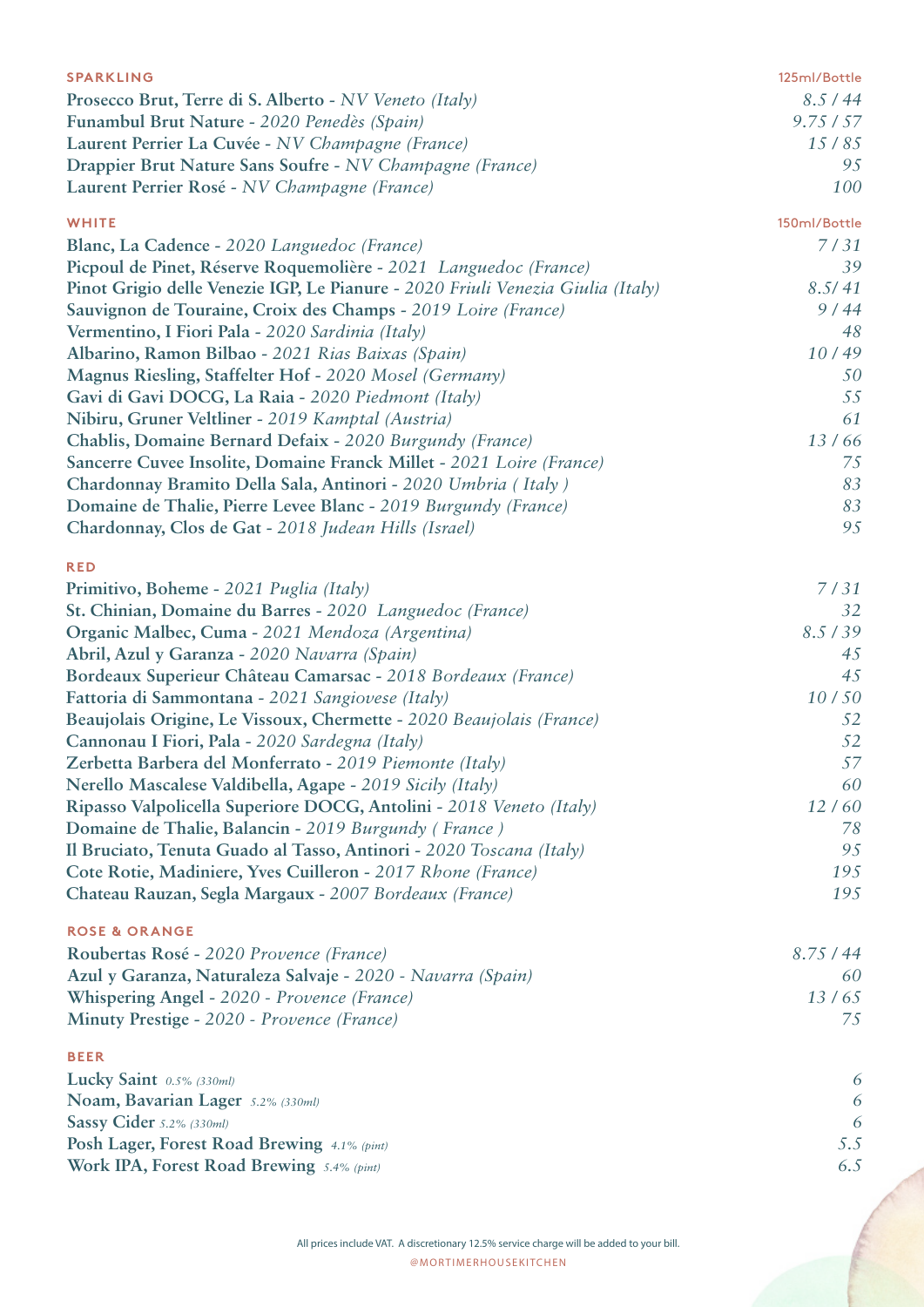## SPARKLING

| | 125ml/Bottle |
|---|---|
| **Prosecco Brut, Terre di S. Alberto** - *NV Veneto (Italy)* | *8.5 / 44* |
| **Funambul Brut Nature** - *2020 Penedès (Spain)* | *9.75 / 57* |
| **Laurent Perrier La Cuvée** - *NV Champagne (France)* | *15 / 85* |
| **Drappier Brut Nature Sans Soufre** - *NV Champagne (France)* | *95* |
| **Laurent Perrier Rosé** - *NV Champagne (France)* | *100* |

## WHITE

| | 150ml/Bottle |
|---|---|
| **Blanc, La Cadence** - *2020 Languedoc (France)* | *7 / 31* |
| **Picpoul de Pinet, Réserve Roquemolière** - *2021 Languedoc (France)* | *39* |
| **Pinot Grigio delle Venezie IGP, Le Pianure** - *2020 Friuli Venezia Giulia (Italy)* | *8.5/ 41* |
| **Sauvignon de Touraine, Croix des Champs** - *2019 Loire (France)* | *9 / 44* |
| **Vermentino, I Fiori Pala** - *2020 Sardinia (Italy)* | *48* |
| **Albarino, Ramon Bilbao** - *2021 Rias Baixas (Spain)* | *10 / 49* |
| **Magnus Riesling, Staffelter Hof** - *2020 Mosel (Germany)* | *50* |
| **Gavi di Gavi DOCG, La Raia** - *2020 Piedmont (Italy)* | *55* |
| **Nibiru, Gruner Veltliner** - *2019 Kamptal (Austria)* | *61* |
| **Chablis, Domaine Bernard Defaix** - *2020 Burgundy (France)* | *13 / 66* |
| **Sancerre Cuvee Insolite, Domaine Franck Millet** - *2021 Loire (France)* | *75* |
| **Chardonnay Bramito Della Sala, Antinori** - *2020 Umbria ( Italy )* | *83* |
| **Domaine de Thalie, Pierre Levee Blanc** - *2019 Burgundy (France)* | *83* |
| **Chardonnay, Clos de Gat** - *2018 Judean Hills (Israel)* | *95* |

## RED

| | |
|---|---|
| **Primitivo, Boheme** - *2021 Puglia (Italy)* | *7 / 31* |
| **St. Chinian, Domaine du Barres** - *2020 Languedoc (France)* | *32* |
| **Organic Malbec, Cuma** - *2021 Mendoza (Argentina)* | *8.5 / 39* |
| **Abril, Azul y Garanza** - *2020 Navarra (Spain)* | *45* |
| **Bordeaux Superieur Château Camarsac** - *2018 Bordeaux (France)* | *45* |
| **Fattoria di Sammontana** - *2021 Sangiovese (Italy)* | *10 / 50* |
| **Beaujolais Origine, Le Vissoux, Chermette** - *2020 Beaujolais (France)* | *52* |
| **Cannonau I Fiori, Pala** - *2020 Sardegna (Italy)* | *52* |
| **Zerbetta Barbera del Monferrato** - *2019 Piemonte (Italy)* | *57* |
| **Nerello Mascalese Valdibella, Agape** - *2019 Sicily (Italy)* | *60* |
| **Ripasso Valpolicella Superiore DOCG, Antolini** - *2018 Veneto (Italy)* | *12 / 60* |
| **Domaine de Thalie, Balancin** - *2019 Burgundy ( France )* | *78* |
| **Il Bruciato, Tenuta Guado al Tasso, Antinori** - *2020 Toscana (Italy)* | *95* |
| **Cote Rotie, Madiniere, Yves Cuilleron** - *2017 Rhone (France)* | *195* |
| **Chateau Rauzan, Segla Margaux** - *2007 Bordeaux (France)* | *195* |

## ROSE & ORANGE

| | |
|---|---|
| **Roubertas Rosé** - *2020 Provence (France)* | *8.75 / 44* |
| **Azul y Garanza, Naturaleza Salvaje** - *2020 - Navarra (Spain)* | *60* |
| **Whispering Angel** - *2020 - Provence (France)* | *13 / 65* |
| **Minuty Prestige** - *2020 - Provence (France)* | *75* |

## BEER

| | |
|---|---|
| **Lucky Saint** *0.5% (330ml)* | *6* |
| **Noam, Bavarian Lager** *5.2% (330ml)* | *6* |
| **Sassy Cider** *5.2% (330ml)* | *6* |
| **Posh Lager, Forest Road Brewing** *4.1% (pint)* | *5.5* |
| **Work IPA, Forest Road Brewing** *5.4% (pint)* | *6.5* |

All prices include VAT. A discretionary 12.5% service charge will be added to your bill.

@MORTIMERHOUSEKITCHEN